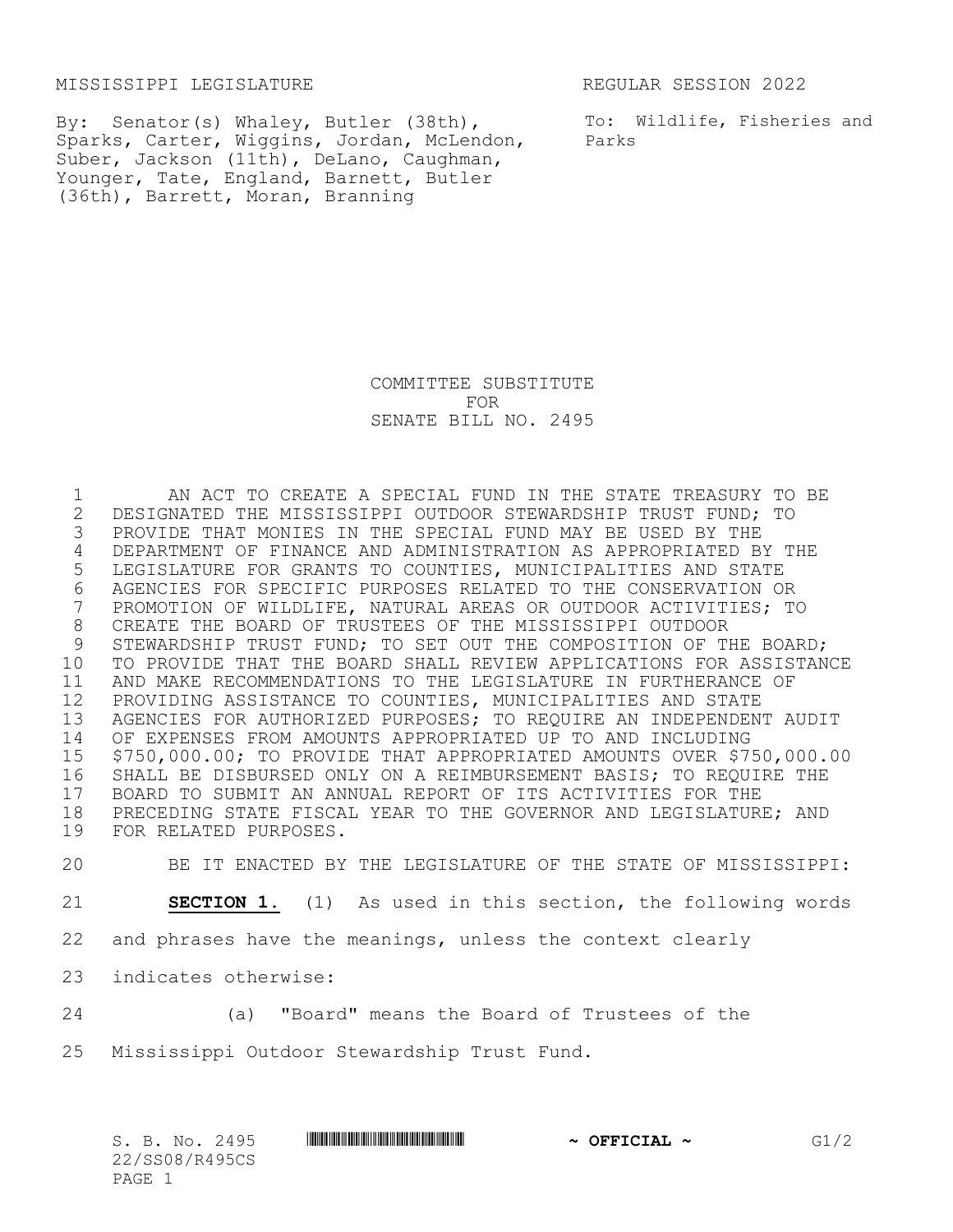MISSISSIPPI LEGISLATURE REGULAR SESSION 2022

By: Senator(s) Whaley, Butler (38th), Sparks, Carter, Wiggins, Jordan, McLendon, Suber, Jackson (11th), DeLano, Caughman, Younger, Tate, England, Barnett, Butler (36th), Barrett, Moran, Branning

To: Wildlife, Fisheries and Parks

# COMMITTEE SUBSTITUTE FOR SENATE BILL NO. 2495

AN ACT TO CREATE A SPECIAL FUND IN THE STATE TREASURY TO BE DESIGNATED THE MISSISSIPPI OUTDOOR STEWARDSHIP TRUST FUND; TO PROVIDE THAT MONIES IN THE SPECIAL FUND MAY BE USED BY THE DEPARTMENT OF FINANCE AND ADMINISTRATION AS APPROPRIATED BY THE LEGISLATURE FOR GRANTS TO COUNTIES, MUNICIPALITIES AND STATE AGENCIES FOR SPECIFIC PURPOSES RELATED TO THE CONSERVATION OR PROMOTION OF WILDLIFE, NATURAL AREAS OR OUTDOOR ACTIVITIES; TO CREATE THE BOARD OF TRUSTEES OF THE MISSISSIPPI OUTDOOR STEWARDSHIP TRUST FUND; TO SET OUT THE COMPOSITION OF THE BOARD; TO PROVIDE THAT THE BOARD SHALL REVIEW APPLICATIONS FOR ASSISTANCE AND MAKE RECOMMENDATIONS TO THE LEGISLATURE IN FURTHERANCE OF PROVIDING ASSISTANCE TO COUNTIES, MUNICIPALITIES AND STATE AGENCIES FOR AUTHORIZED PURPOSES; TO REQUIRE AN INDEPENDENT AUDIT OF EXPENSES FROM AMOUNTS APPROPRIATED UP TO AND INCLUDING $750,000.00; TO PROVIDE THAT APPROPRIATED AMOUNTS OVER $750,000.00 SHALL BE DISBURSED ONLY ON A REIMBURSEMENT BASIS; TO REQUIRE THE BOARD TO SUBMIT AN ANNUAL REPORT OF ITS ACTIVITIES FOR THE PRECEDING STATE FISCAL YEAR TO THE GOVERNOR AND LEGISLATURE; AND FOR RELATED PURPOSES.

BE IT ENACTED BY THE LEGISLATURE OF THE STATE OF MISSISSIPPI:

**SECTION 1.** (1) As used in this section, the following words and phrases have the meanings, unless the context clearly indicates otherwise:

(a) "Board" means the Board of Trustees of the Mississippi Outdoor Stewardship Trust Fund.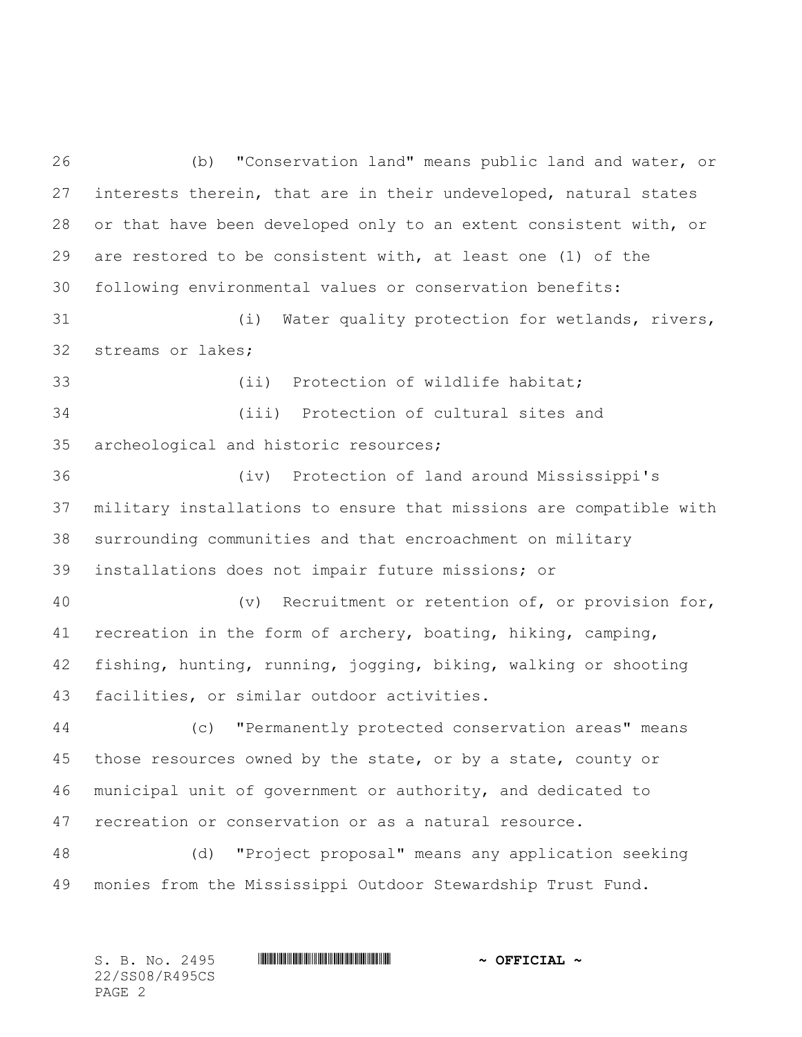(b) "Conservation land" means public land and water, or interests therein, that are in their undeveloped, natural states or that have been developed only to an extent consistent with, or are restored to be consistent with, at least one (1) of the following environmental values or conservation benefits:

(i) Water quality protection for wetlands, rivers, streams or lakes;

(ii) Protection of wildlife habitat;

(iii) Protection of cultural sites and archeological and historic resources;

(iv) Protection of land around Mississippi's military installations to ensure that missions are compatible with surrounding communities and that encroachment on military installations does not impair future missions; or

(v) Recruitment or retention of, or provision for, recreation in the form of archery, boating, hiking, camping, fishing, hunting, running, jogging, biking, walking or shooting facilities, or similar outdoor activities.

(c) "Permanently protected conservation areas" means those resources owned by the state, or by a state, county or municipal unit of government or authority, and dedicated to recreation or conservation or as a natural resource.

(d) "Project proposal" means any application seeking monies from the Mississippi Outdoor Stewardship Trust Fund.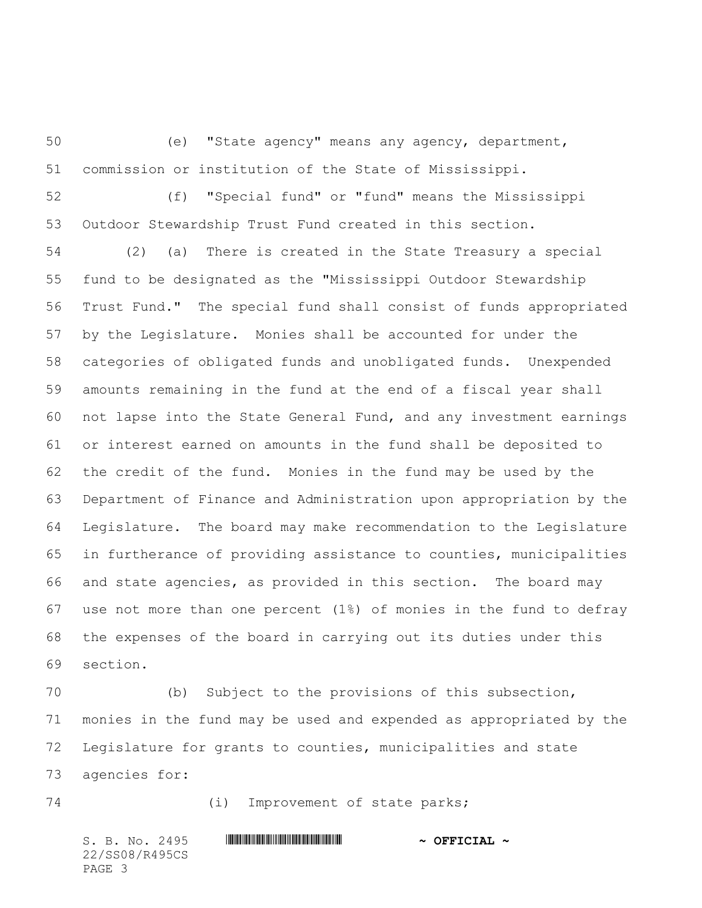(e) "State agency" means any agency, department, commission or institution of the State of Mississippi.

(f) "Special fund" or "fund" means the Mississippi Outdoor Stewardship Trust Fund created in this section.

(2) (a) There is created in the State Treasury a special fund to be designated as the "Mississippi Outdoor Stewardship Trust Fund." The special fund shall consist of funds appropriated by the Legislature. Monies shall be accounted for under the categories of obligated funds and unobligated funds. Unexpended amounts remaining in the fund at the end of a fiscal year shall not lapse into the State General Fund, and any investment earnings or interest earned on amounts in the fund shall be deposited to the credit of the fund. Monies in the fund may be used by the Department of Finance and Administration upon appropriation by the Legislature. The board may make recommendation to the Legislature in furtherance of providing assistance to counties, municipalities and state agencies, as provided in this section. The board may use not more than one percent (1%) of monies in the fund to defray the expenses of the board in carrying out its duties under this section.

(b) Subject to the provisions of this subsection, monies in the fund may be used and expended as appropriated by the Legislature for grants to counties, municipalities and state agencies for:

(i) Improvement of state parks;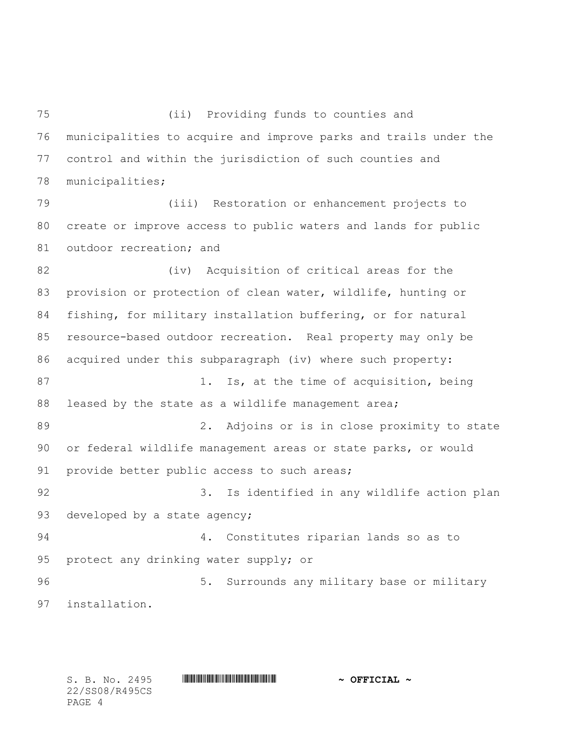(ii) Providing funds to counties and municipalities to acquire and improve parks and trails under the control and within the jurisdiction of such counties and municipalities;

(iii) Restoration or enhancement projects to create or improve access to public waters and lands for public outdoor recreation; and

(iv) Acquisition of critical areas for the provision or protection of clean water, wildlife, hunting or fishing, for military installation buffering, or for natural resource-based outdoor recreation. Real property may only be acquired under this subparagraph (iv) where such property:

1. Is, at the time of acquisition, being leased by the state as a wildlife management area;

2. Adjoins or is in close proximity to state or federal wildlife management areas or state parks, or would provide better public access to such areas;

3. Is identified in any wildlife action plan developed by a state agency;

4. Constitutes riparian lands so as to protect any drinking water supply; or

5. Surrounds any military base or military installation.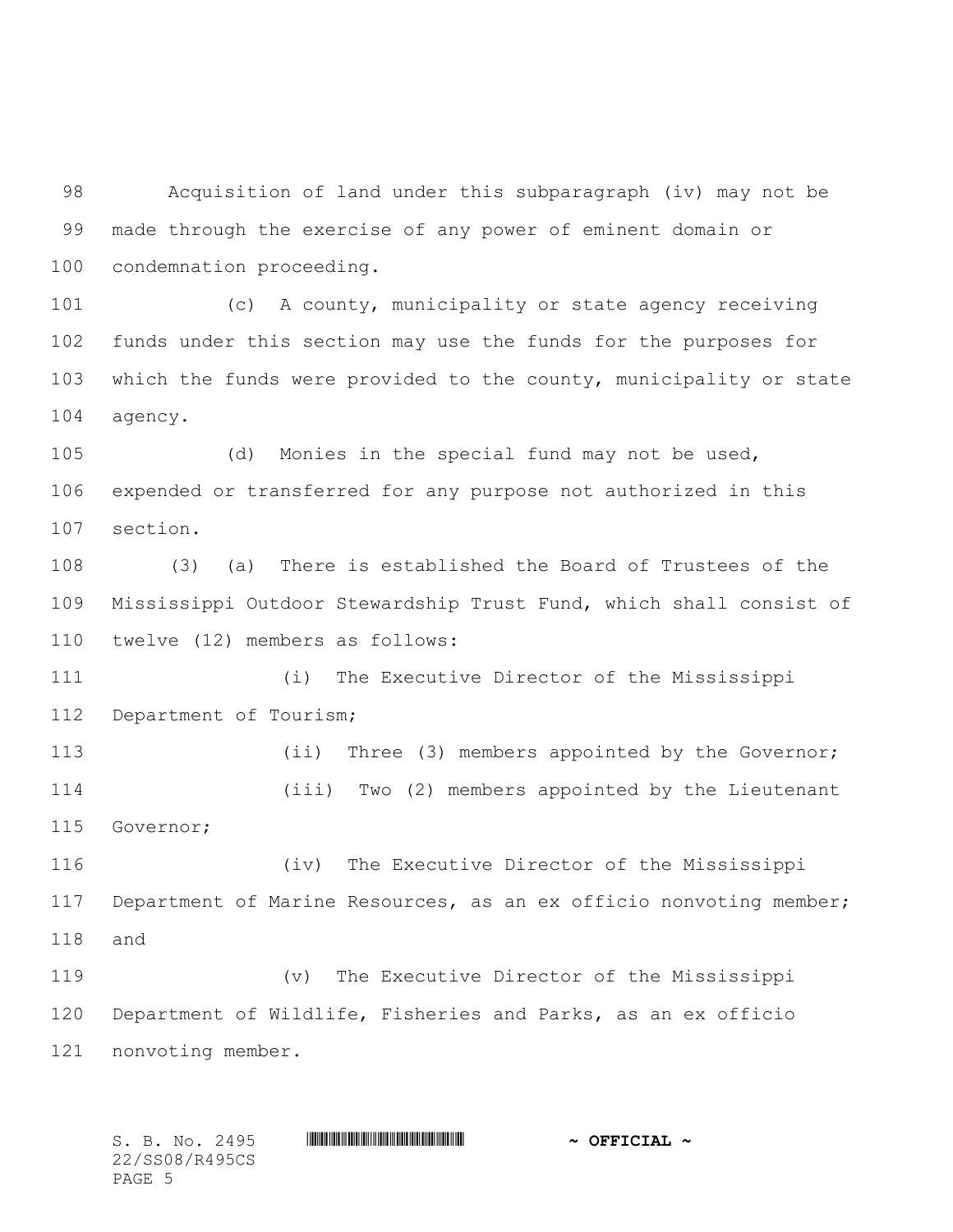Acquisition of land under this subparagraph (iv) may not be made through the exercise of any power of eminent domain or condemnation proceeding.

(c) A county, municipality or state agency receiving funds under this section may use the funds for the purposes for which the funds were provided to the county, municipality or state agency.

(d) Monies in the special fund may not be used, expended or transferred for any purpose not authorized in this section.

(3) (a) There is established the Board of Trustees of the Mississippi Outdoor Stewardship Trust Fund, which shall consist of twelve (12) members as follows:

(i) The Executive Director of the Mississippi Department of Tourism;

(ii) Three (3) members appointed by the Governor;

(iii) Two (2) members appointed by the Lieutenant Governor;

(iv) The Executive Director of the Mississippi Department of Marine Resources, as an ex officio nonvoting member; and

(v) The Executive Director of the Mississippi Department of Wildlife, Fisheries and Parks, as an ex officio nonvoting member.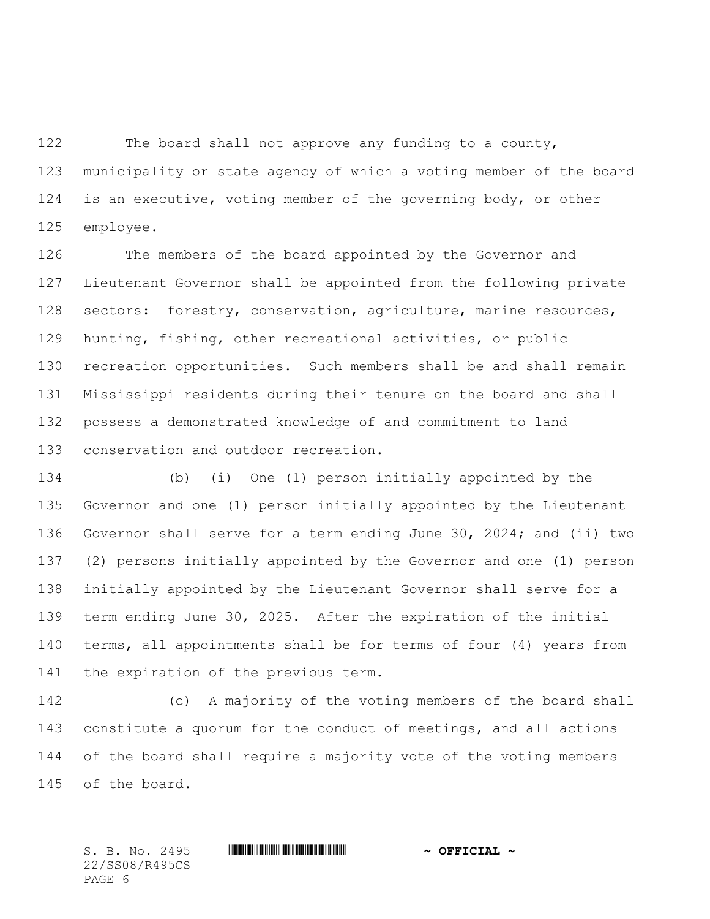The board shall not approve any funding to a county, municipality or state agency of which a voting member of the board is an executive, voting member of the governing body, or other employee.

The members of the board appointed by the Governor and Lieutenant Governor shall be appointed from the following private sectors: forestry, conservation, agriculture, marine resources, hunting, fishing, other recreational activities, or public recreation opportunities. Such members shall be and shall remain Mississippi residents during their tenure on the board and shall possess a demonstrated knowledge of and commitment to land conservation and outdoor recreation.

(b) (i) One (1) person initially appointed by the Governor and one (1) person initially appointed by the Lieutenant Governor shall serve for a term ending June 30, 2024; and (ii) two (2) persons initially appointed by the Governor and one (1) person initially appointed by the Lieutenant Governor shall serve for a term ending June 30, 2025. After the expiration of the initial terms, all appointments shall be for terms of four (4) years from the expiration of the previous term.

(c) A majority of the voting members of the board shall constitute a quorum for the conduct of meetings, and all actions of the board shall require a majority vote of the voting members of the board.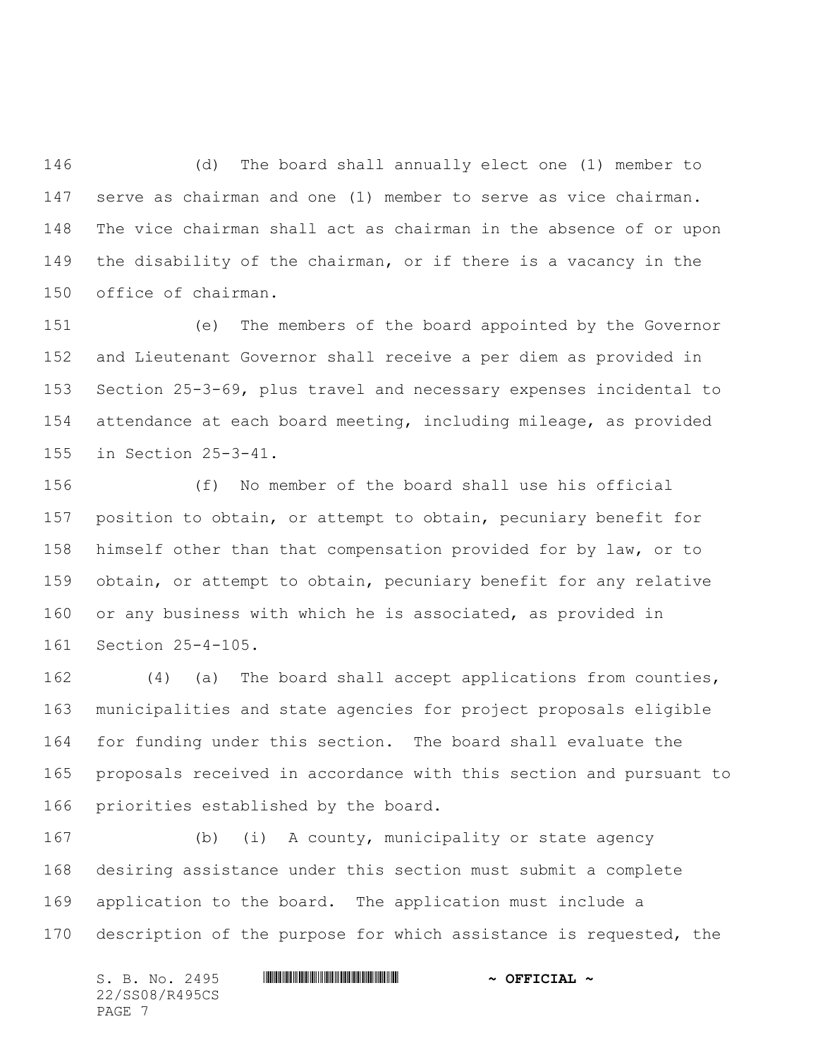(d) The board shall annually elect one (1) member to serve as chairman and one (1) member to serve as vice chairman. The vice chairman shall act as chairman in the absence of or upon the disability of the chairman, or if there is a vacancy in the office of chairman.

(e) The members of the board appointed by the Governor and Lieutenant Governor shall receive a per diem as provided in Section 25-3-69, plus travel and necessary expenses incidental to attendance at each board meeting, including mileage, as provided in Section 25-3-41.

(f) No member of the board shall use his official position to obtain, or attempt to obtain, pecuniary benefit for himself other than that compensation provided for by law, or to obtain, or attempt to obtain, pecuniary benefit for any relative or any business with which he is associated, as provided in Section 25-4-105.

(4) (a) The board shall accept applications from counties, municipalities and state agencies for project proposals eligible for funding under this section. The board shall evaluate the proposals received in accordance with this section and pursuant to priorities established by the board.

(b) (i) A county, municipality or state agency desiring assistance under this section must submit a complete application to the board. The application must include a description of the purpose for which assistance is requested, the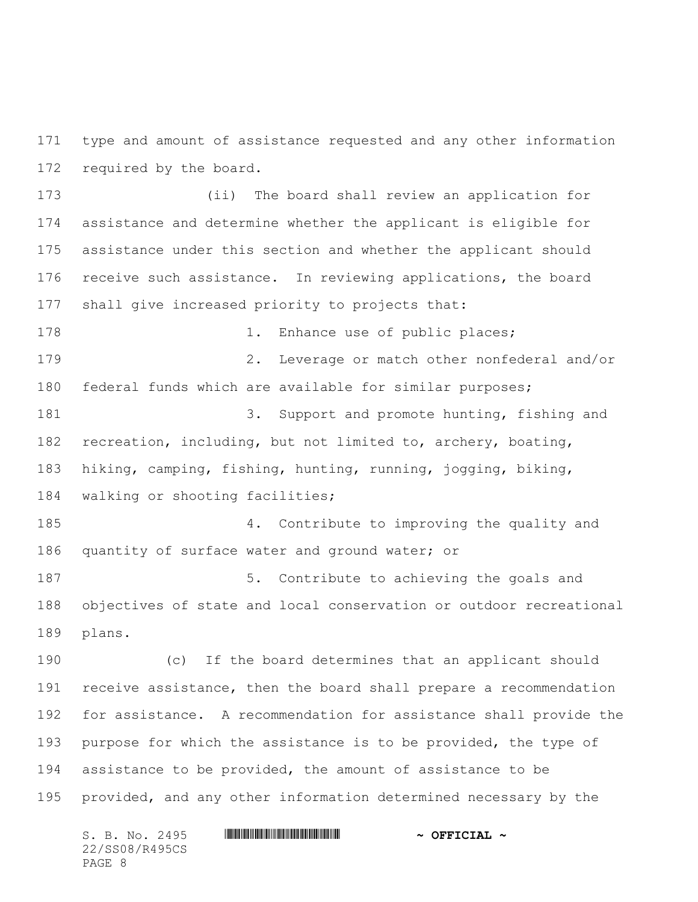type and amount of assistance requested and any other information required by the board.

(ii) The board shall review an application for assistance and determine whether the applicant is eligible for assistance under this section and whether the applicant should receive such assistance. In reviewing applications, the board shall give increased priority to projects that:

1. Enhance use of public places;

2. Leverage or match other nonfederal and/or federal funds which are available for similar purposes;

3. Support and promote hunting, fishing and recreation, including, but not limited to, archery, boating, hiking, camping, fishing, hunting, running, jogging, biking, walking or shooting facilities;

4. Contribute to improving the quality and quantity of surface water and ground water; or

5. Contribute to achieving the goals and objectives of state and local conservation or outdoor recreational plans.

(c) If the board determines that an applicant should receive assistance, then the board shall prepare a recommendation for assistance. A recommendation for assistance shall provide the purpose for which the assistance is to be provided, the type of assistance to be provided, the amount of assistance to be provided, and any other information determined necessary by the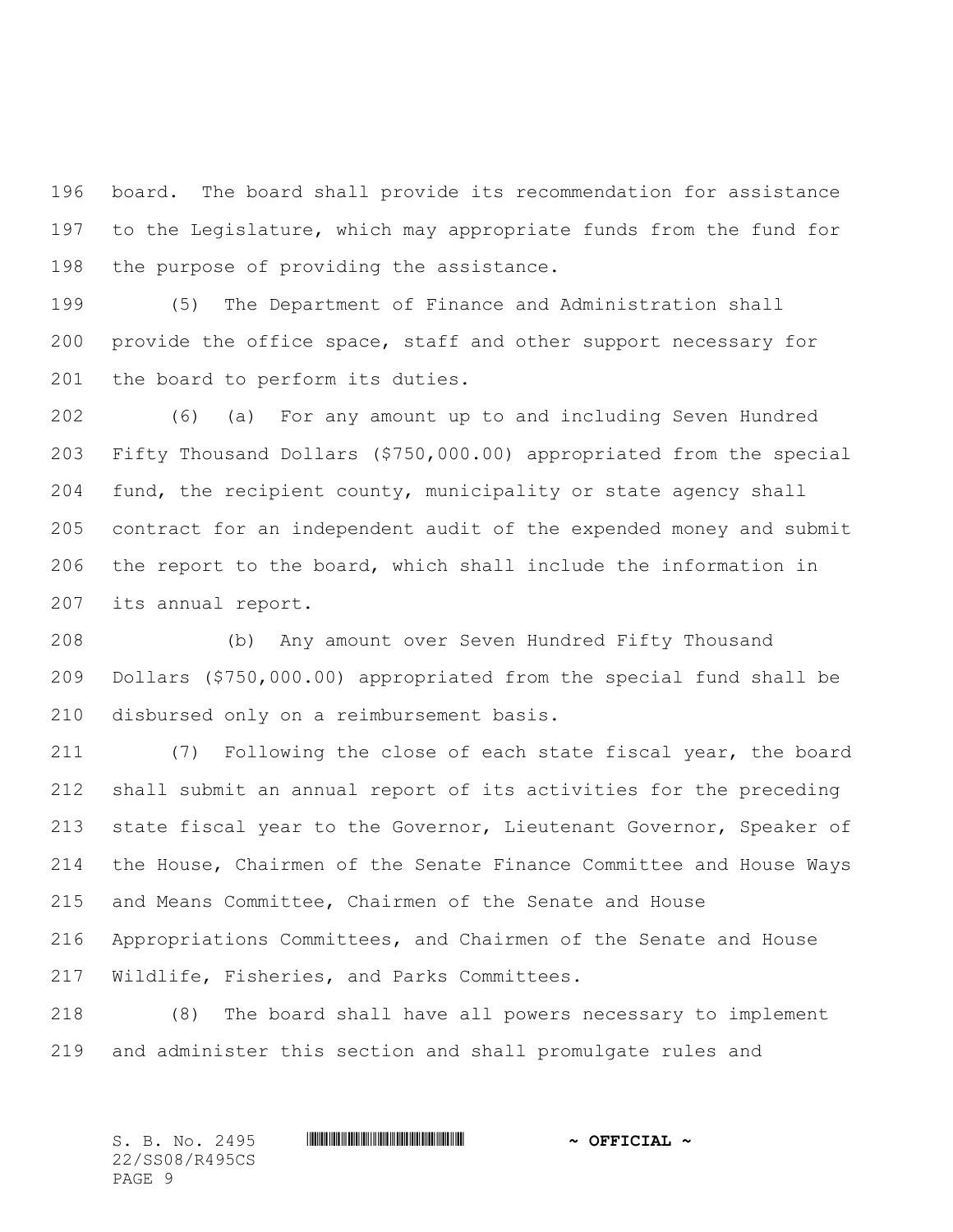board. The board shall provide its recommendation for assistance to the Legislature, which may appropriate funds from the fund for the purpose of providing the assistance.

(5) The Department of Finance and Administration shall provide the office space, staff and other support necessary for the board to perform its duties.

(6) (a) For any amount up to and including Seven Hundred Fifty Thousand Dollars ($750,000.00) appropriated from the special fund, the recipient county, municipality or state agency shall contract for an independent audit of the expended money and submit the report to the board, which shall include the information in its annual report.

(b) Any amount over Seven Hundred Fifty Thousand Dollars ($750,000.00) appropriated from the special fund shall be disbursed only on a reimbursement basis.

(7) Following the close of each state fiscal year, the board shall submit an annual report of its activities for the preceding state fiscal year to the Governor, Lieutenant Governor, Speaker of the House, Chairmen of the Senate Finance Committee and House Ways and Means Committee, Chairmen of the Senate and House Appropriations Committees, and Chairmen of the Senate and House Wildlife, Fisheries, and Parks Committees.

(8) The board shall have all powers necessary to implement and administer this section and shall promulgate rules and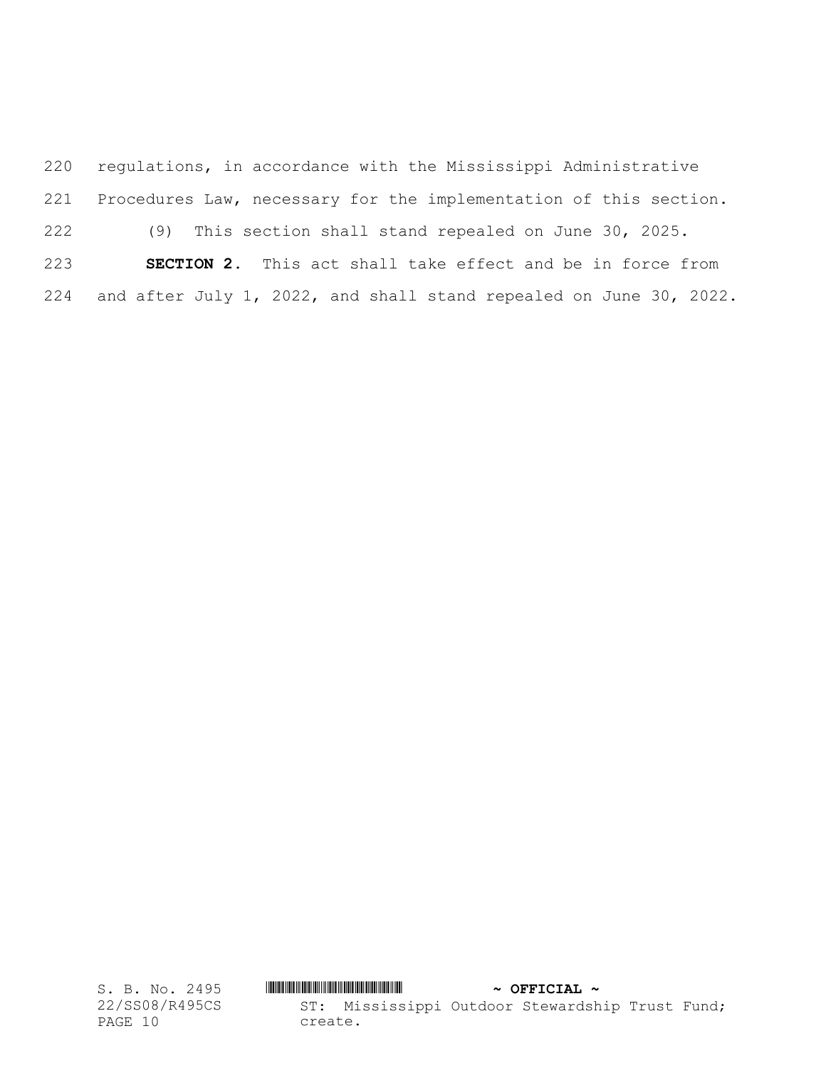regulations, in accordance with the Mississippi Administrative Procedures Law, necessary for the implementation of this section.

(9) This section shall stand repealed on June 30, 2025.

**SECTION 2.** This act shall take effect and be in force from and after July 1, 2022, and shall stand repealed on June 30, 2022.